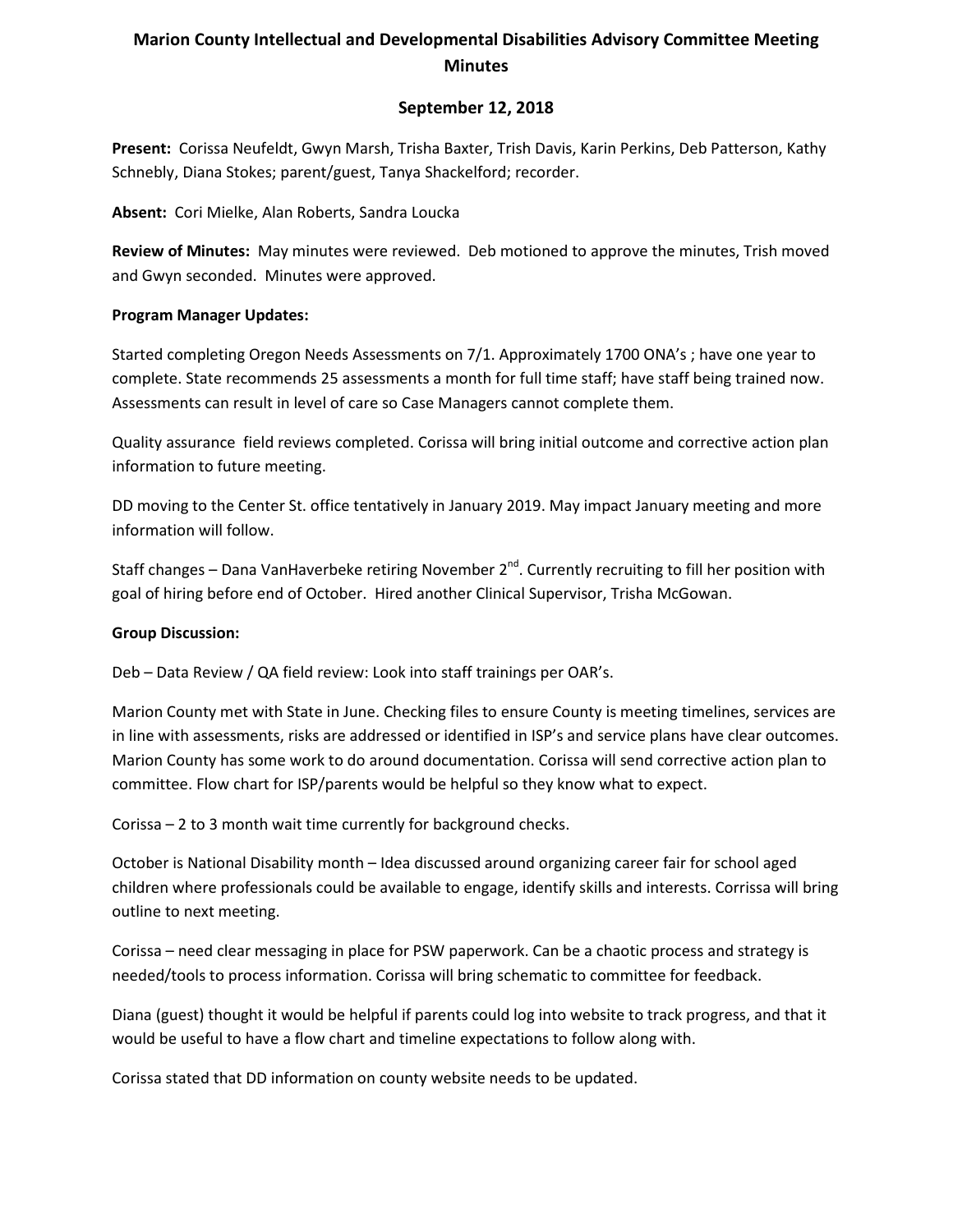# Marion County Intellectual and Developmental Disabilities Advisory Committee Meeting Minutes

## September 12, 2018

**Present:** Corissa Neufeldt, Gwyn Marsh, Trisha Baxter, Trish Davis, Karin Perkins, Deb Patterson, Kathy Schnebly, Diana Stokes; parent/guest, Tanya Shackelford; recorder.

**Absent:** Cori Mielke, Alan Roberts, Sandra Loucka

**Review of Minutes:** May minutes were reviewed. Deb motioned to approve the minutes, Trish moved and Gwyn seconded. Minutes were approved.

**Program Manager Updates:**

Started completing Oregon Needs Assessments on 7/1. Approximately 1700 ONA's ; have one year to complete. State recommends 25 assessments a month for full time staff; have staff being trained now. Assessments can result in level of care so Case Managers cannot complete them.

Quality assurance field reviews completed. Corissa will bring initial outcome and corrective action plan information to future meeting.

DD moving to the Center St. office tentatively in January 2019. May impact January meeting and more information will follow.

Staff changes – Dana VanHaverbeke retiring November 2nd. Currently recruiting to fill her position with goal of hiring before end of October. Hired another Clinical Supervisor, Trisha McGowan.

**Group Discussion:**

Deb – Data Review / QA field review: Look into staff trainings per OAR's.

Marion County met with State in June. Checking files to ensure County is meeting timelines, services are in line with assessments, risks are addressed or identified in ISP's and service plans have clear outcomes. Marion County has some work to do around documentation. Corissa will send corrective action plan to committee. Flow chart for ISP/parents would be helpful so they know what to expect.

Corissa – 2 to 3 month wait time currently for background checks.

October is National Disability month – Idea discussed around organizing career fair for school aged children where professionals could be available to engage, identify skills and interests. Corrissa will bring outline to next meeting.

Corissa – need clear messaging in place for PSW paperwork. Can be a chaotic process and strategy is needed/tools to process information. Corissa will bring schematic to committee for feedback.

Diana (guest) thought it would be helpful if parents could log into website to track progress, and that it would be useful to have a flow chart and timeline expectations to follow along with.

Corissa stated that DD information on county website needs to be updated.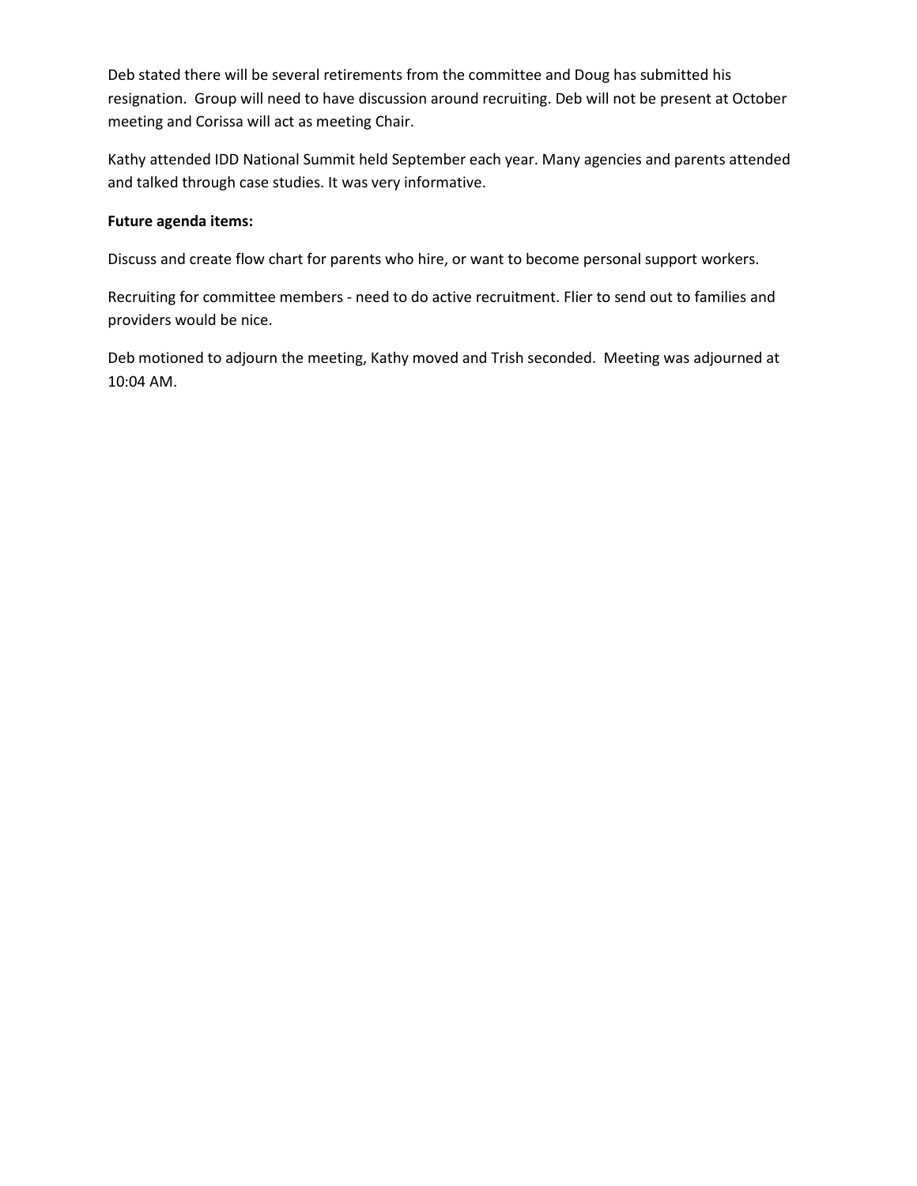Deb stated there will be several retirements from the committee and Doug has submitted his resignation.  Group will need to have discussion around recruiting. Deb will not be present at October meeting and Corissa will act as meeting Chair.

Kathy attended IDD National Summit held September each year. Many agencies and parents attended and talked through case studies. It was very informative.

**Future agenda items:**

Discuss and create flow chart for parents who hire, or want to become personal support workers.

Recruiting for committee members - need to do active recruitment. Flier to send out to families and providers would be nice.

Deb motioned to adjourn the meeting, Kathy moved and Trish seconded.  Meeting was adjourned at 10:04 AM.